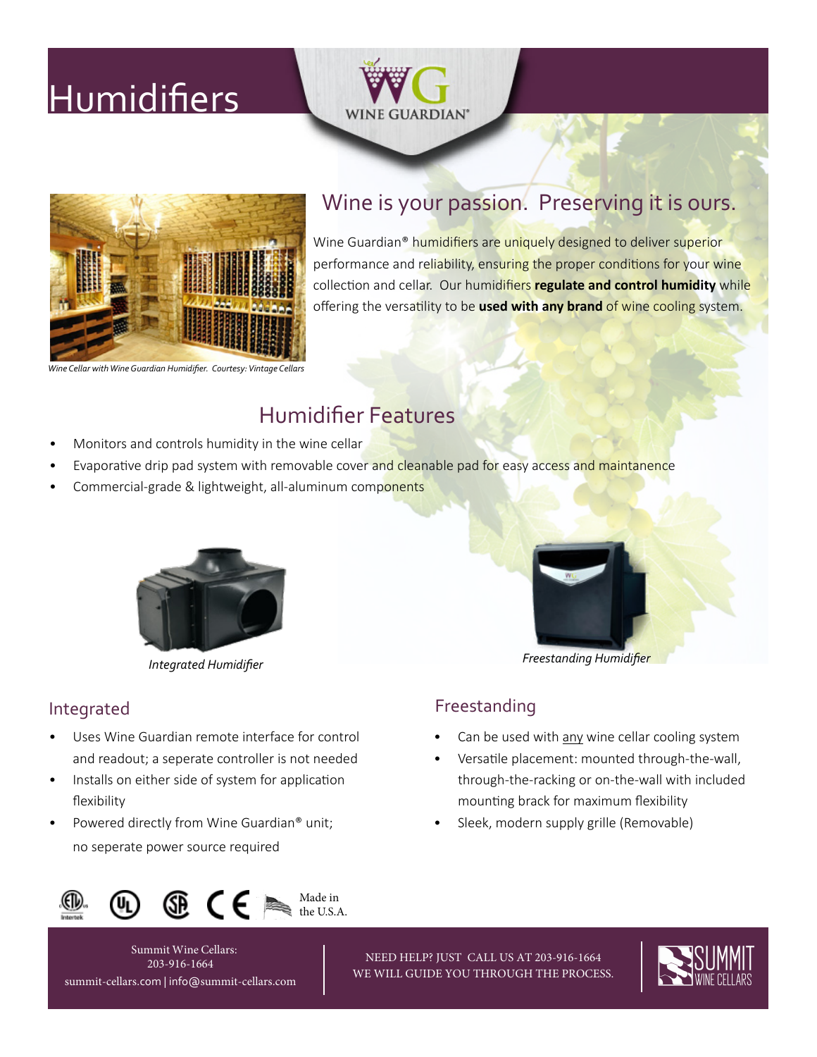# Humidifiers

WINE GUARDIAN®

*Wine Cellar with Wine Guardian Humidifier. Courtesy: Vintage Cellars*

## Wine is your passion. Preserving it is ours.

Wine Guardian® humidifiers are uniquely designed to deliver superior performance and reliability, ensuring the proper conditions for your wine collection and cellar. Our humidifiers **regulate and control humidity** while offering the versatility to be **used with any brand** of wine cooling system.

## Humidifier Features

- Monitors and controls humidity in the wine cellar
- Evaporative drip pad system with removable cover and cleanable pad for easy access and maintanence
- Commercial-grade & lightweight, all-aluminum components

*Integrated Humidifier*

*Freestanding Humidifier*

### Integrated

- Uses Wine Guardian remote interface for control and readout; a seperate controller is not needed
- Installs on either side of system for application flexibility
- Powered directly from Wine Guardian® unit; no seperate power source required

### Freestanding

- Can be used with <u>any</u> wine cellar cooling system
- Versatile placement: mounted through-the-wall, through-the-racking or on-the-wall with included mounting brack for maximum flexibility
- Sleek, modern supply grille (Removable)

Made in the U.S.A.

Summit Wine Cellars:
203-916-1664
summit-cellars.com | info@summit-cellars.com

NEED HELP? JUST CALL US AT 203-916-1664
WE WILL GUIDE YOU THROUGH THE PROCESS.

SUMMIT WINE CELLARS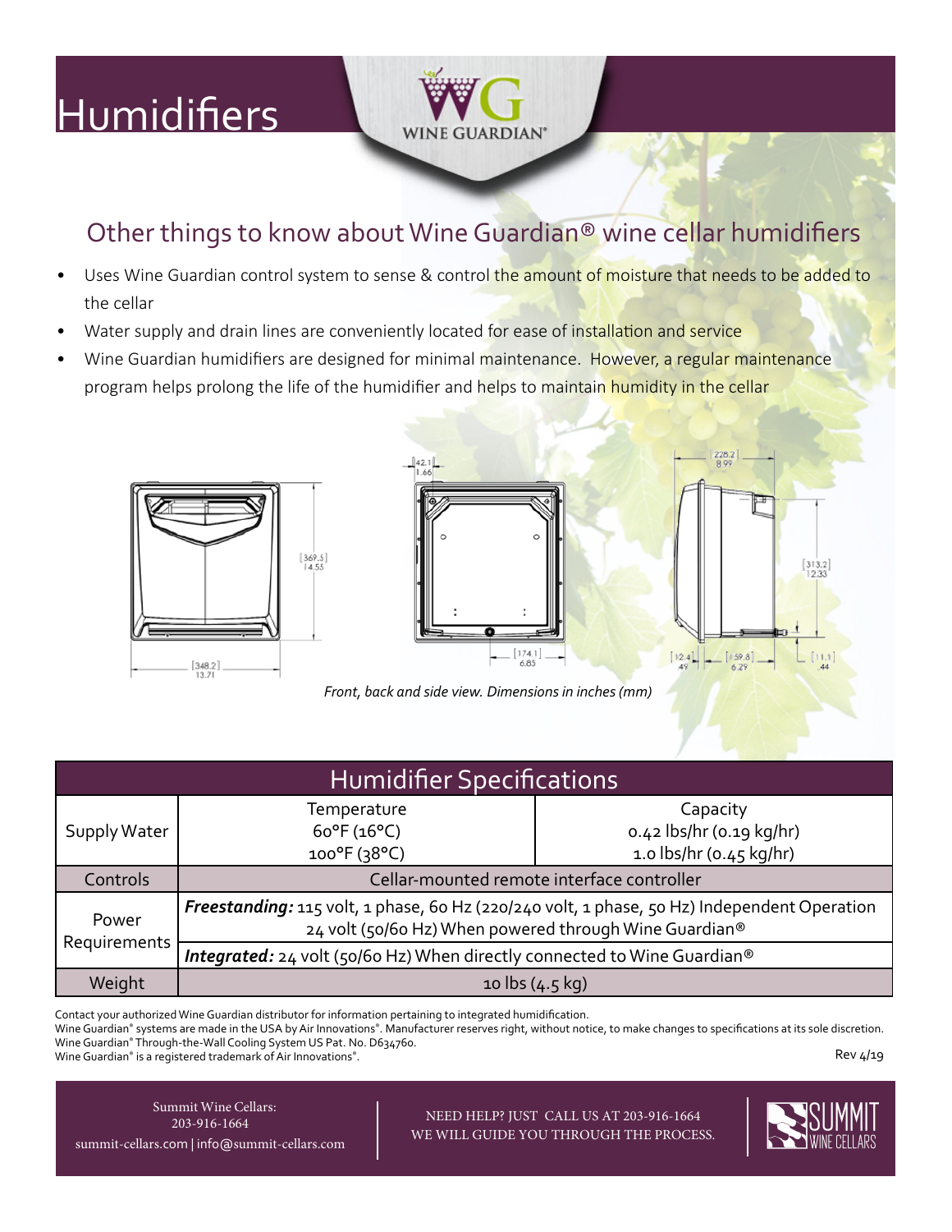# Humidifiers

## Other things to know about Wine Guardian® wine cellar humidifiers

- Uses Wine Guardian control system to sense & control the amount of moisture that needs to be added to the cellar
- Water supply and drain lines are conveniently located for ease of installation and service
- Wine Guardian humidifiers are designed for minimal maintenance. However, a regular maintenance program helps prolong the life of the humidifier and helps to maintain humidity in the cellar

[369.5]
14.55
[348.2]
13.71
[42.1]
1.66
[174.1]
6.85
[228.2]
8.99
[313.2]
12.33
[12.4]
.49
[159.8]
6.29
[11.1]
.44

*Front, back and side view. Dimensions in inches (mm)*

| Humidifier Specifications | | |
|---|---|---|
| Supply Water | Temperature<br>60°F (16°C)<br>100°F (38°C) | Capacity<br>0.42 lbs/hr (0.19 kg/hr)<br>1.0 lbs/hr (0.45 kg/hr) |
| Controls | Cellar-mounted remote interface controller | |
| Power Requirements | ***Freestanding:*** 115 volt, 1 phase, 60 Hz (220/240 volt, 1 phase, 50 Hz) Independent Operation<br>24 volt (50/60 Hz) When powered through Wine Guardian® | |
| | ***Integrated:*** 24 volt (50/60 Hz) When directly connected to Wine Guardian® | |
| Weight | 10 lbs (4.5 kg) | |

Contact your authorized Wine Guardian distributor for information pertaining to integrated humidification.
Wine Guardian® systems are made in the USA by Air Innovations®. Manufacturer reserves right, without notice, to make changes to specifications at its sole discretion.
Wine Guardian® Through-the-Wall Cooling System US Pat. No. D634760.
Wine Guardian® is a registered trademark of Air Innovations®.

Rev 4/19

Summit Wine Cellars:
203-916-1664
summit-cellars.com | info@summit-cellars.com

NEED HELP? JUST CALL US AT 203-916-1664
WE WILL GUIDE YOU THROUGH THE PROCESS.